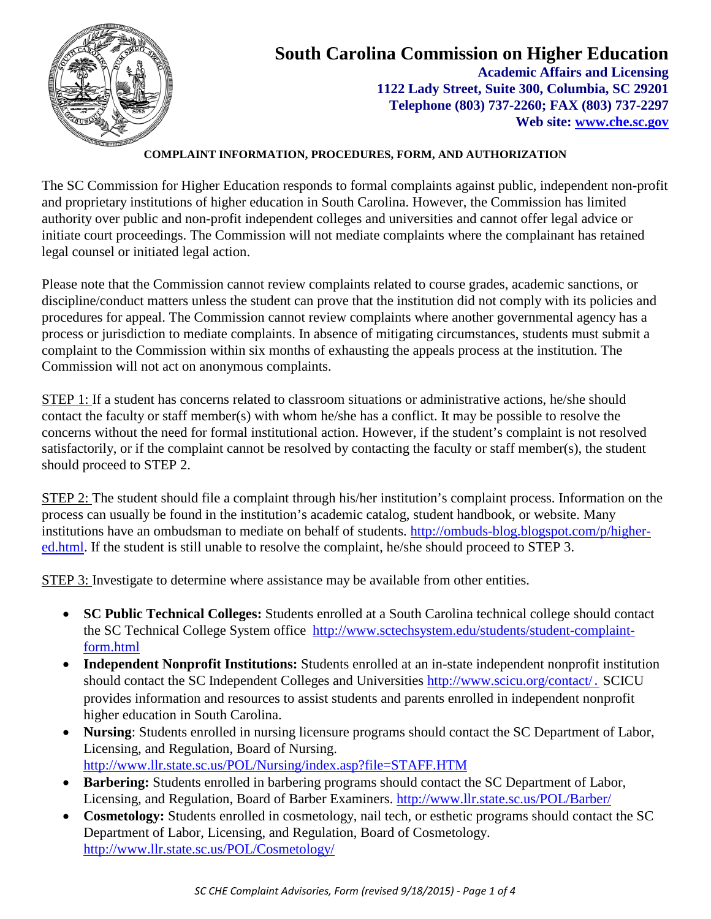# South Carolina Commission on Higher Education

**Academic Affairs and Licensing**
**1122 Lady Street, Suite 300, Columbia, SC 29201**
**Telephone (803) 737-2260; FAX (803) 737-2297**
**Web site: www.che.sc.gov**

## COMPLAINT INFORMATION, PROCEDURES, FORM, AND AUTHORIZATION

The SC Commission for Higher Education responds to formal complaints against public, independent non-profit and proprietary institutions of higher education in South Carolina. However, the Commission has limited authority over public and non-profit independent colleges and universities and cannot offer legal advice or initiate court proceedings. The Commission will not mediate complaints where the complainant has retained legal counsel or initiated legal action.

Please note that the Commission cannot review complaints related to course grades, academic sanctions, or discipline/conduct matters unless the student can prove that the institution did not comply with its policies and procedures for appeal. The Commission cannot review complaints where another governmental agency has a process or jurisdiction to mediate complaints. In absence of mitigating circumstances, students must submit a complaint to the Commission within six months of exhausting the appeals process at the institution. The Commission will not act on anonymous complaints.

STEP 1: If a student has concerns related to classroom situations or administrative actions, he/she should contact the faculty or staff member(s) with whom he/she has a conflict. It may be possible to resolve the concerns without the need for formal institutional action. However, if the student's complaint is not resolved satisfactorily, or if the complaint cannot be resolved by contacting the faculty or staff member(s), the student should proceed to STEP 2.

STEP 2: The student should file a complaint through his/her institution's complaint process. Information on the process can usually be found in the institution's academic catalog, student handbook, or website. Many institutions have an ombudsman to mediate on behalf of students. http://ombuds-blog.blogspot.com/p/higher-ed.html. If the student is still unable to resolve the complaint, he/she should proceed to STEP 3.

STEP 3: Investigate to determine where assistance may be available from other entities.

- **SC Public Technical Colleges:** Students enrolled at a South Carolina technical college should contact the SC Technical College System office http://www.sctechsystem.edu/students/student-complaint-form.html
- **Independent Nonprofit Institutions:** Students enrolled at an in-state independent nonprofit institution should contact the SC Independent Colleges and Universities http://www.scicu.org/contact/. SCICU provides information and resources to assist students and parents enrolled in independent nonprofit higher education in South Carolina.
- **Nursing**: Students enrolled in nursing licensure programs should contact the SC Department of Labor, Licensing, and Regulation, Board of Nursing. http://www.llr.state.sc.us/POL/Nursing/index.asp?file=STAFF.HTM
- **Barbering:** Students enrolled in barbering programs should contact the SC Department of Labor, Licensing, and Regulation, Board of Barber Examiners. http://www.llr.state.sc.us/POL/Barber/
- **Cosmetology:** Students enrolled in cosmetology, nail tech, or esthetic programs should contact the SC Department of Labor, Licensing, and Regulation, Board of Cosmetology. http://www.llr.state.sc.us/POL/Cosmetology/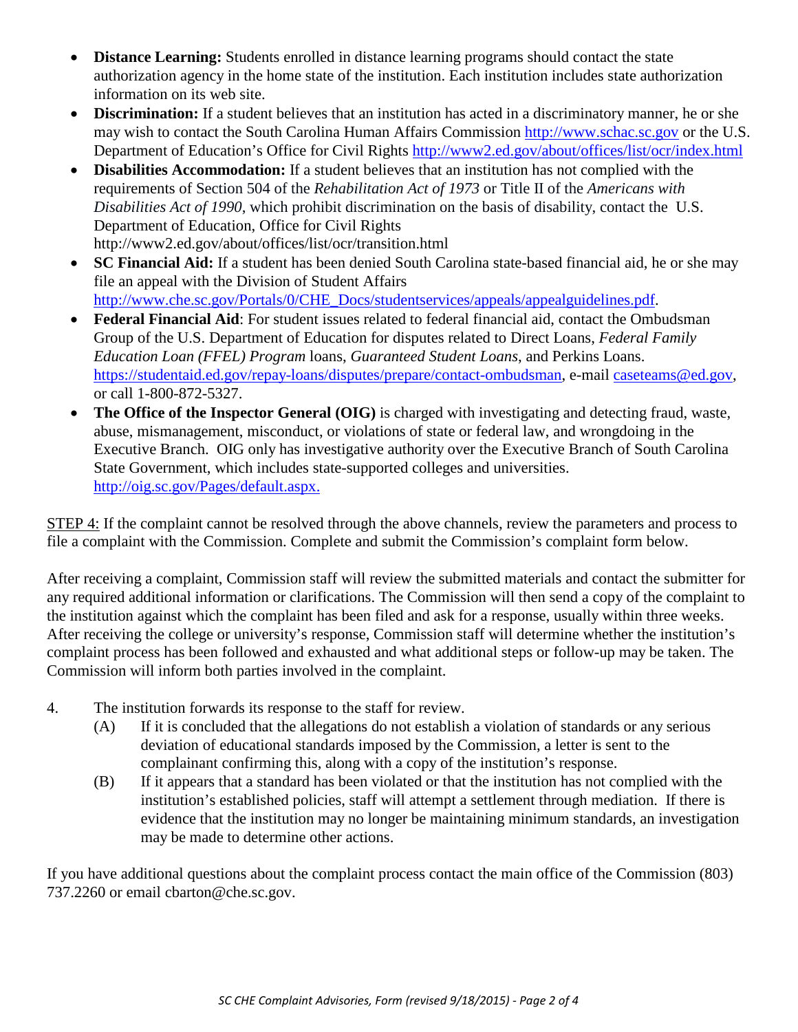- **Distance Learning:** Students enrolled in distance learning programs should contact the state authorization agency in the home state of the institution. Each institution includes state authorization information on its web site.
- **Discrimination:** If a student believes that an institution has acted in a discriminatory manner, he or she may wish to contact the South Carolina Human Affairs Commission http://www.schac.sc.gov or the U.S. Department of Education's Office for Civil Rights http://www2.ed.gov/about/offices/list/ocr/index.html
- **Disabilities Accommodation:** If a student believes that an institution has not complied with the requirements of Section 504 of the *Rehabilitation Act of 1973* or Title II of the *Americans with Disabilities Act of 1990*, which prohibit discrimination on the basis of disability, contact the U.S. Department of Education, Office for Civil Rights http://www2.ed.gov/about/offices/list/ocr/transition.html
- **SC Financial Aid:** If a student has been denied South Carolina state-based financial aid, he or she may file an appeal with the Division of Student Affairs http://www.che.sc.gov/Portals/0/CHE_Docs/studentservices/appeals/appealguidelines.pdf.
- **Federal Financial Aid**: For student issues related to federal financial aid, contact the Ombudsman Group of the U.S. Department of Education for disputes related to Direct Loans, *Federal Family Education Loan (FFEL) Program* loans, *Guaranteed Student Loans*, and Perkins Loans. https://studentaid.ed.gov/repay-loans/disputes/prepare/contact-ombudsman, e-mail caseteams@ed.gov, or call 1-800-872-5327.
- **The Office of the Inspector General (OIG)** is charged with investigating and detecting fraud, waste, abuse, mismanagement, misconduct, or violations of state or federal law, and wrongdoing in the Executive Branch. OIG only has investigative authority over the Executive Branch of South Carolina State Government, which includes state-supported colleges and universities. http://oig.sc.gov/Pages/default.aspx.

STEP 4: If the complaint cannot be resolved through the above channels, review the parameters and process to file a complaint with the Commission. Complete and submit the Commission's complaint form below.

After receiving a complaint, Commission staff will review the submitted materials and contact the submitter for any required additional information or clarifications. The Commission will then send a copy of the complaint to the institution against which the complaint has been filed and ask for a response, usually within three weeks. After receiving the college or university's response, Commission staff will determine whether the institution's complaint process has been followed and exhausted and what additional steps or follow-up may be taken. The Commission will inform both parties involved in the complaint.

4. The institution forwards its response to the staff for review.
   - (A) If it is concluded that the allegations do not establish a violation of standards or any serious deviation of educational standards imposed by the Commission, a letter is sent to the complainant confirming this, along with a copy of the institution's response.
   - (B) If it appears that a standard has been violated or that the institution has not complied with the institution's established policies, staff will attempt a settlement through mediation. If there is evidence that the institution may no longer be maintaining minimum standards, an investigation may be made to determine other actions.

If you have additional questions about the complaint process contact the main office of the Commission (803) 737.2260 or email cbarton@che.sc.gov.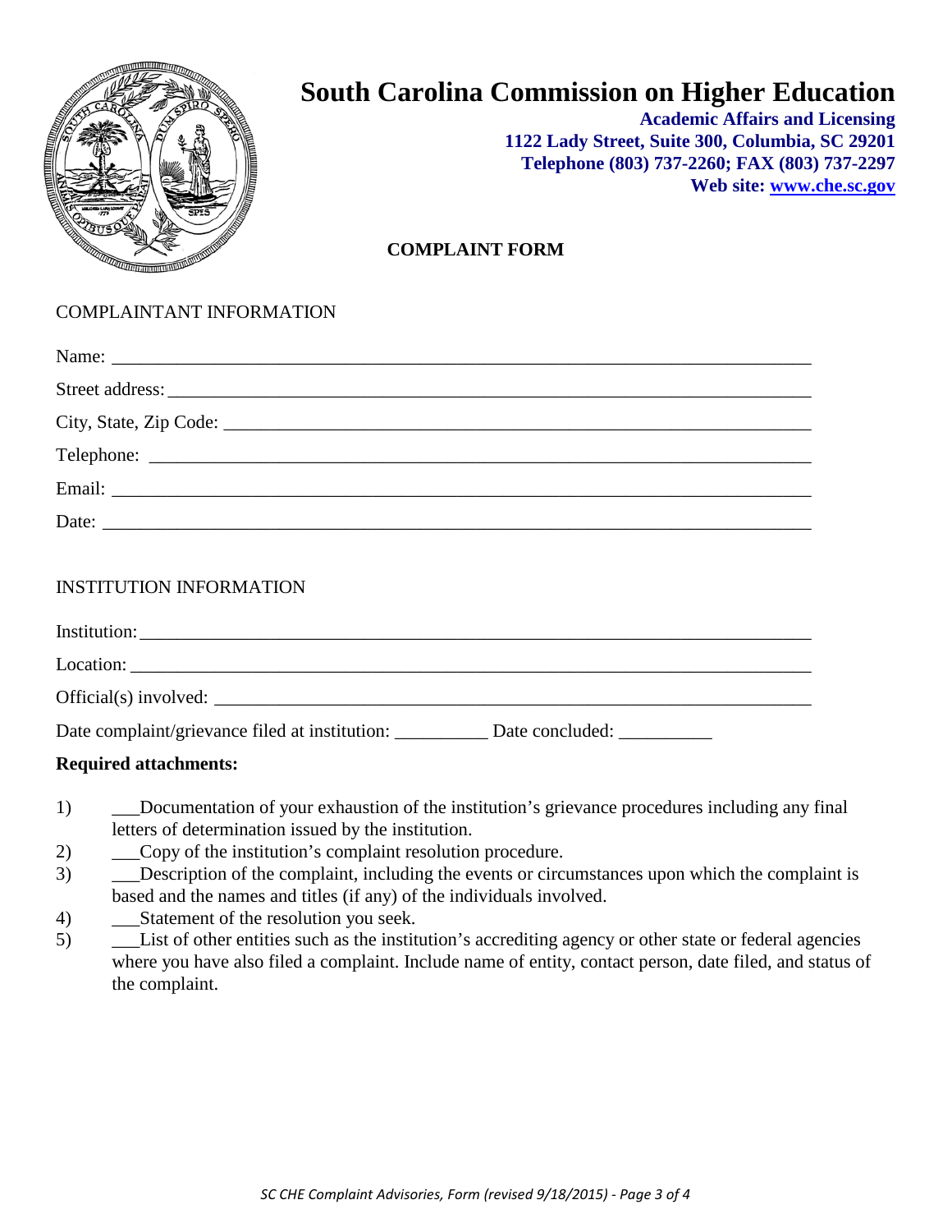# South Carolina Commission on Higher Education

**Academic Affairs and Licensing**
**1122 Lady Street, Suite 300, Columbia, SC 29201**
**Telephone (803) 737-2260; FAX (803) 737-2297**
**Web site: [www.che.sc.gov](http://www.che.sc.gov)**

## COMPLAINT FORM

COMPLAINTANT INFORMATION

Name: ______________________________________________________________________

Street address: ______________________________________________________________

City, State, Zip Code: _________________________________________________________

Telephone: __________________________________________________________________

Email: ______________________________________________________________________

Date: _______________________________________________________________________

INSTITUTION INFORMATION

Institution: __________________________________________________________________

Location: ____________________________________________________________________

Official(s) involved: ___________________________________________________________

Date complaint/grievance filed at institution: __________ Date concluded: __________

**Required attachments:**

1) ___Documentation of your exhaustion of the institution's grievance procedures including any final letters of determination issued by the institution.
2) ___Copy of the institution's complaint resolution procedure.
3) ___Description of the complaint, including the events or circumstances upon which the complaint is based and the names and titles (if any) of the individuals involved.
4) ___Statement of the resolution you seek.
5) ___List of other entities such as the institution's accrediting agency or other state or federal agencies where you have also filed a complaint. Include name of entity, contact person, date filed, and status of the complaint.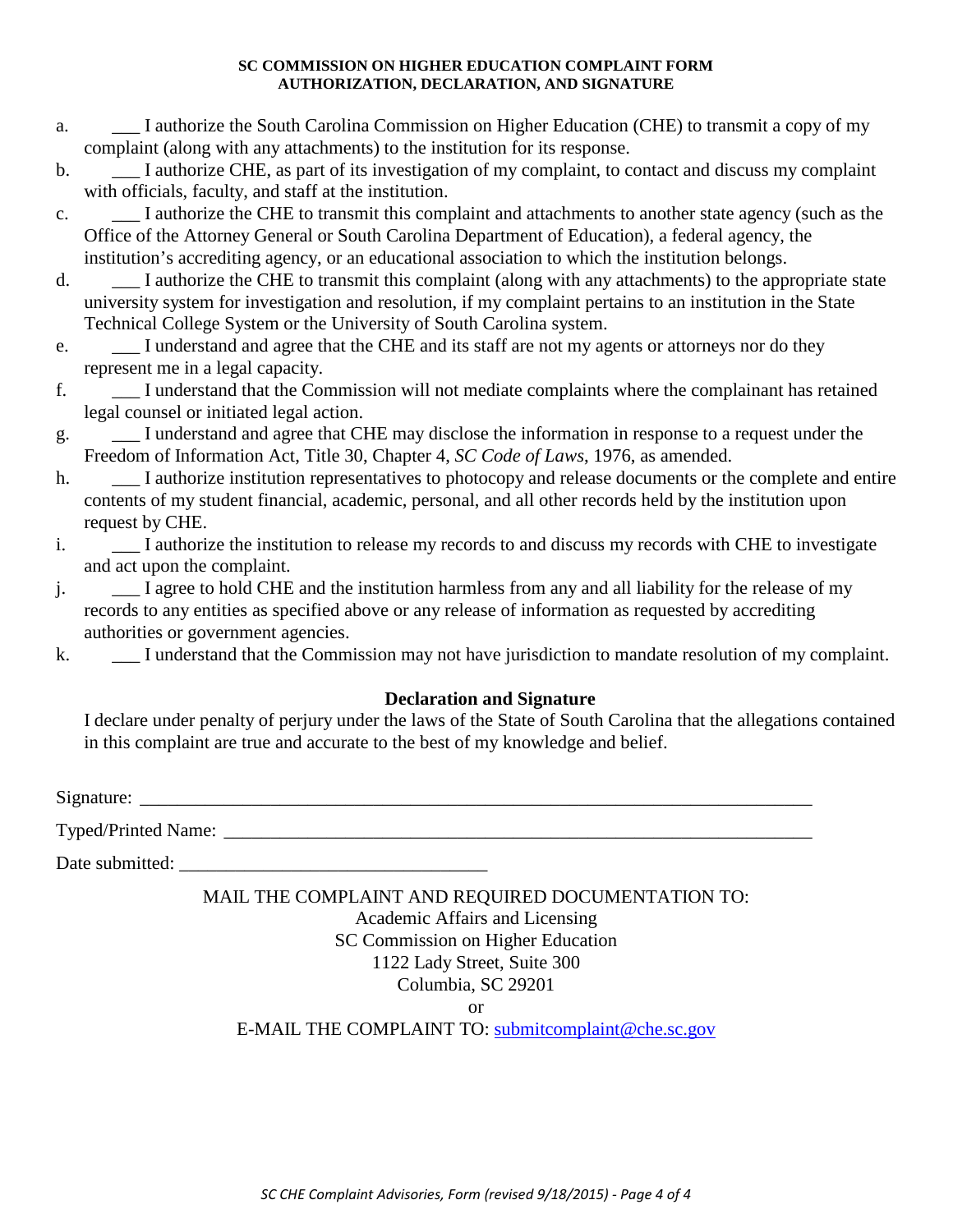**SC COMMISSION ON HIGHER EDUCATION COMPLAINT FORM**
**AUTHORIZATION, DECLARATION, AND SIGNATURE**

a. ___ I authorize the South Carolina Commission on Higher Education (CHE) to transmit a copy of my complaint (along with any attachments) to the institution for its response.

b. ___ I authorize CHE, as part of its investigation of my complaint, to contact and discuss my complaint with officials, faculty, and staff at the institution.

c. ___ I authorize the CHE to transmit this complaint and attachments to another state agency (such as the Office of the Attorney General or South Carolina Department of Education), a federal agency, the institution's accrediting agency, or an educational association to which the institution belongs.

d. ___ I authorize the CHE to transmit this complaint (along with any attachments) to the appropriate state university system for investigation and resolution, if my complaint pertains to an institution in the State Technical College System or the University of South Carolina system.

e. ___ I understand and agree that the CHE and its staff are not my agents or attorneys nor do they represent me in a legal capacity.

f. ___ I understand that the Commission will not mediate complaints where the complainant has retained legal counsel or initiated legal action.

g. ___ I understand and agree that CHE may disclose the information in response to a request under the Freedom of Information Act, Title 30, Chapter 4, *SC Code of Laws*, 1976, as amended.

h. ___ I authorize institution representatives to photocopy and release documents or the complete and entire contents of my student financial, academic, personal, and all other records held by the institution upon request by CHE.

i. ___ I authorize the institution to release my records to and discuss my records with CHE to investigate and act upon the complaint.

j. ___ I agree to hold CHE and the institution harmless from any and all liability for the release of my records to any entities as specified above or any release of information as requested by accrediting authorities or government agencies.

k. ___ I understand that the Commission may not have jurisdiction to mandate resolution of my complaint.

## Declaration and Signature

I declare under penalty of perjury under the laws of the State of South Carolina that the allegations contained in this complaint are true and accurate to the best of my knowledge and belief.

Signature: ___________________________________________________________________________

Typed/Printed Name: ___________________________________________________________________

Date submitted: _________________________________

MAIL THE COMPLAINT AND REQUIRED DOCUMENTATION TO:
Academic Affairs and Licensing
SC Commission on Higher Education
1122 Lady Street, Suite 300
Columbia, SC 29201
or
E-MAIL THE COMPLAINT TO: submitcomplaint@che.sc.gov